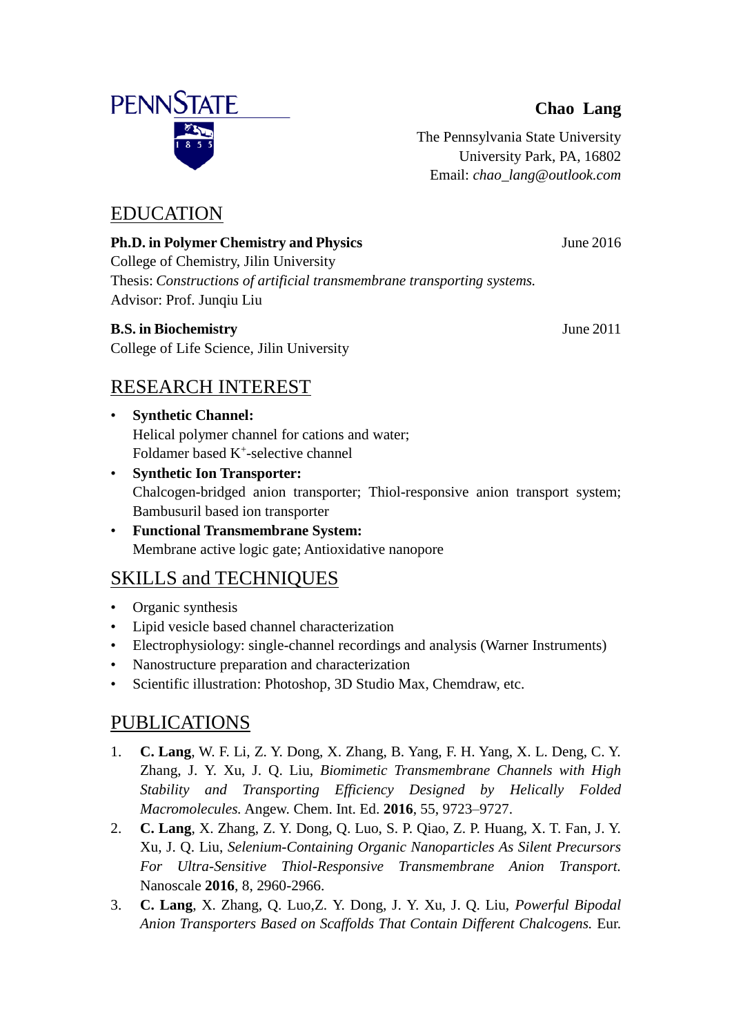PENNSTATE

1855

**Chao Lang**

The Pennsylvania State University
University Park, PA, 16802
Email: *chao_lang@outlook.com*

## EDUCATION

**Ph.D. in Polymer Chemistry and Physics** — June 2016
College of Chemistry, Jilin University
Thesis: *Constructions of artificial transmembrane transporting systems.*
Advisor: Prof. Junqiu Liu

**B.S. in Biochemistry** — June 2011
College of Life Science, Jilin University

## RESEARCH INTEREST

- **Synthetic Channel:**
  Helical polymer channel for cations and water;
  Foldamer based $K^+$-selective channel
- **Synthetic Ion Transporter:**
  Chalcogen-bridged anion transporter; Thiol-responsive anion transport system; Bambusuril based ion transporter
- **Functional Transmembrane System:**
  Membrane active logic gate; Antioxidative nanopore

## SKILLS and TECHNIQUES

- Organic synthesis
- Lipid vesicle based channel characterization
- Electrophysiology: single-channel recordings and analysis (Warner Instruments)
- Nanostructure preparation and characterization
- Scientific illustration: Photoshop, 3D Studio Max, Chemdraw, etc.

## PUBLICATIONS

1. **C. Lang**, W. F. Li, Z. Y. Dong, X. Zhang, B. Yang, F. H. Yang, X. L. Deng, C. Y. Zhang, J. Y. Xu, J. Q. Liu, *Biomimetic Transmembrane Channels with High Stability and Transporting Efficiency Designed by Helically Folded Macromolecules.* Angew. Chem. Int. Ed. **2016**, 55, 9723–9727.
2. **C. Lang**, X. Zhang, Z. Y. Dong, Q. Luo, S. P. Qiao, Z. P. Huang, X. T. Fan, J. Y. Xu, J. Q. Liu, *Selenium-Containing Organic Nanoparticles As Silent Precursors For Ultra-Sensitive Thiol-Responsive Transmembrane Anion Transport.* Nanoscale **2016**, 8, 2960-2966.
3. **C. Lang**, X. Zhang, Q. Luo,Z. Y. Dong, J. Y. Xu, J. Q. Liu, *Powerful Bipodal Anion Transporters Based on Scaffolds That Contain Different Chalcogens.* Eur.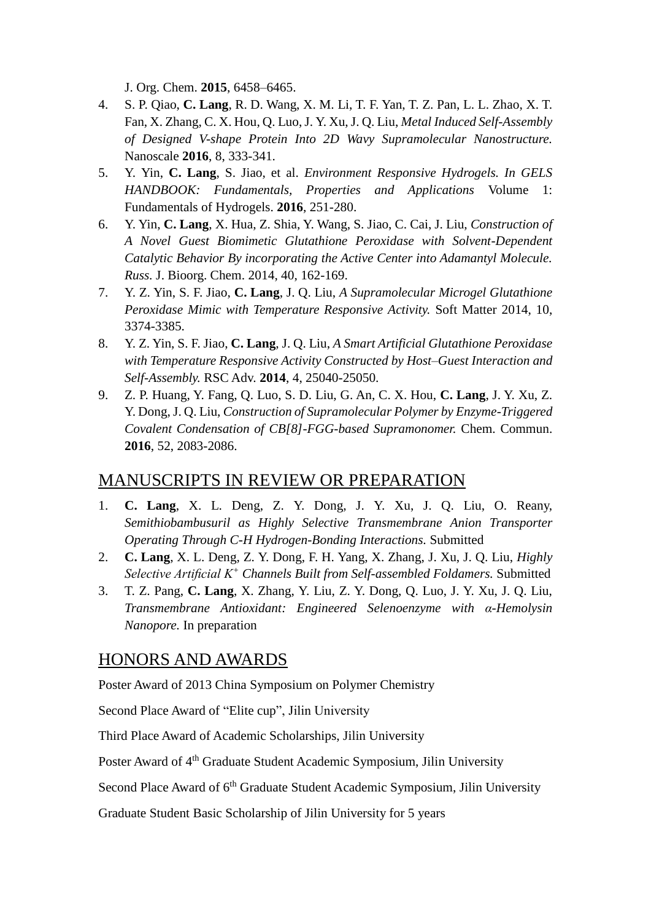J. Org. Chem. **2015**, 6458–6465.

4. S. P. Qiao, **C. Lang**, R. D. Wang, X. M. Li, T. F. Yan, T. Z. Pan, L. L. Zhao, X. T. Fan, X. Zhang, C. X. Hou, Q. Luo, J. Y. Xu, J. Q. Liu, *Metal Induced Self-Assembly of Designed V-shape Protein Into 2D Wavy Supramolecular Nanostructure.* Nanoscale **2016**, 8, 333-341.
5. Y. Yin, **C. Lang**, S. Jiao, et al. *Environment Responsive Hydrogels. In GELS HANDBOOK: Fundamentals, Properties and Applications* Volume 1: Fundamentals of Hydrogels. **2016**, 251-280.
6. Y. Yin, **C. Lang**, X. Hua, Z. Shia, Y. Wang, S. Jiao, C. Cai, J. Liu, *Construction of A Novel Guest Biomimetic Glutathione Peroxidase with Solvent-Dependent Catalytic Behavior By incorporating the Active Center into Adamantyl Molecule. Russ.* J. Bioorg. Chem. 2014, 40, 162-169.
7. Y. Z. Yin, S. F. Jiao, **C. Lang**, J. Q. Liu, *A Supramolecular Microgel Glutathione Peroxidase Mimic with Temperature Responsive Activity.* Soft Matter 2014, 10, 3374-3385.
8. Y. Z. Yin, S. F. Jiao, **C. Lang**, J. Q. Liu, *A Smart Artificial Glutathione Peroxidase with Temperature Responsive Activity Constructed by Host–Guest Interaction and Self-Assembly.* RSC Adv. **2014**, 4, 25040-25050.
9. Z. P. Huang, Y. Fang, Q. Luo, S. D. Liu, G. An, C. X. Hou, **C. Lang**, J. Y. Xu, Z. Y. Dong, J. Q. Liu, *Construction of Supramolecular Polymer by Enzyme-Triggered Covalent Condensation of CB[8]-FGG-based Supramonomer.* Chem. Commun. **2016**, 52, 2083-2086.

## MANUSCRIPTS IN REVIEW OR PREPARATION

1. **C. Lang**, X. L. Deng, Z. Y. Dong, J. Y. Xu, J. Q. Liu, O. Reany, *Semithiobambusuril as Highly Selective Transmembrane Anion Transporter Operating Through C-H Hydrogen-Bonding Interactions.* Submitted
2. **C. Lang**, X. L. Deng, Z. Y. Dong, F. H. Yang, X. Zhang, J. Xu, J. Q. Liu, *Highly Selective Artificial $K^+$ Channels Built from Self-assembled Foldamers.* Submitted
3. T. Z. Pang, **C. Lang**, X. Zhang, Y. Liu, Z. Y. Dong, Q. Luo, J. Y. Xu, J. Q. Liu, *Transmembrane Antioxidant: Engineered Selenoenzyme with α-Hemolysin Nanopore.* In preparation

## HONORS AND AWARDS

Poster Award of 2013 China Symposium on Polymer Chemistry

Second Place Award of "Elite cup", Jilin University

Third Place Award of Academic Scholarships, Jilin University

Poster Award of 4th Graduate Student Academic Symposium, Jilin University

Second Place Award of 6th Graduate Student Academic Symposium, Jilin University

Graduate Student Basic Scholarship of Jilin University for 5 years